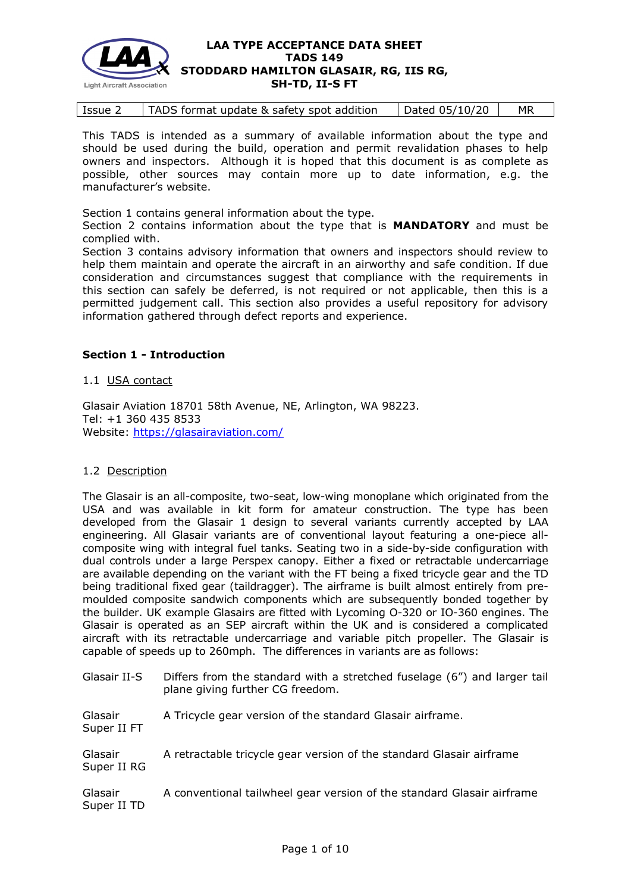**LAA TYPE ACCEPTANCE DATA SHEET**
**TADS 149**
**STODDARD HAMILTON GLASAIR, RG, IIS RG, SH-TD, II-S FT**

| | | | |
|---|---|---|---|
| Issue 2 | TADS format update & safety spot addition | Dated 05/10/20 | MR |

This TADS is intended as a summary of available information about the type and should be used during the build, operation and permit revalidation phases to help owners and inspectors. Although it is hoped that this document is as complete as possible, other sources may contain more up to date information, e.g. the manufacturer's website.

Section 1 contains general information about the type.
Section 2 contains information about the type that is **MANDATORY** and must be complied with.
Section 3 contains advisory information that owners and inspectors should review to help them maintain and operate the aircraft in an airworthy and safe condition. If due consideration and circumstances suggest that compliance with the requirements in this section can safely be deferred, is not required or not applicable, then this is a permitted judgement call. This section also provides a useful repository for advisory information gathered through defect reports and experience.

## Section 1 - Introduction

### 1.1 USA contact

Glasair Aviation 18701 58th Avenue, NE, Arlington, WA 98223.
Tel: +1 360 435 8533
Website: https://glasairaviation.com/

### 1.2 Description

The Glasair is an all-composite, two-seat, low-wing monoplane which originated from the USA and was available in kit form for amateur construction. The type has been developed from the Glasair 1 design to several variants currently accepted by LAA engineering. All Glasair variants are of conventional layout featuring a one-piece all-composite wing with integral fuel tanks. Seating two in a side-by-side configuration with dual controls under a large Perspex canopy. Either a fixed or retractable undercarriage are available depending on the variant with the FT being a fixed tricycle gear and the TD being traditional fixed gear (taildragger). The airframe is built almost entirely from pre-moulded composite sandwich components which are subsequently bonded together by the builder. UK example Glasairs are fitted with Lycoming O-320 or IO-360 engines. The Glasair is operated as an SEP aircraft within the UK and is considered a complicated aircraft with its retractable undercarriage and variable pitch propeller. The Glasair is capable of speeds up to 260mph. The differences in variants are as follows:

| | |
|---|---|
| Glasair II-S | Differs from the standard with a stretched fuselage (6") and larger tail plane giving further CG freedom. |
| Glasair Super II FT | A Tricycle gear version of the standard Glasair airframe. |
| Glasair Super II RG | A retractable tricycle gear version of the standard Glasair airframe |
| Glasair Super II TD | A conventional tailwheel gear version of the standard Glasair airframe |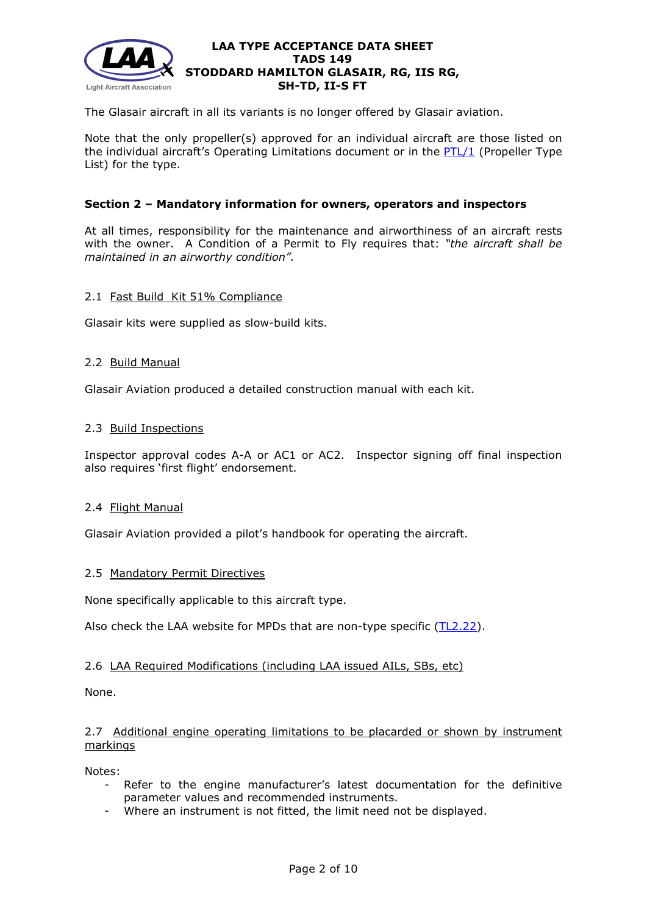The Glasair aircraft in all its variants is no longer offered by Glasair aviation.

Note that the only propeller(s) approved for an individual aircraft are those listed on the individual aircraft's Operating Limitations document or in the [PTL/1](PTL/1) (Propeller Type List) for the type.

## Section 2 – Mandatory information for owners, operators and inspectors

At all times, responsibility for the maintenance and airworthiness of an aircraft rests with the owner. A Condition of a Permit to Fly requires that: *"the aircraft shall be maintained in an airworthy condition".*

### 2.1 Fast Build Kit 51% Compliance

Glasair kits were supplied as slow-build kits.

### 2.2 Build Manual

Glasair Aviation produced a detailed construction manual with each kit.

### 2.3 Build Inspections

Inspector approval codes A-A or AC1 or AC2. Inspector signing off final inspection also requires 'first flight' endorsement.

### 2.4 Flight Manual

Glasair Aviation provided a pilot's handbook for operating the aircraft.

### 2.5 Mandatory Permit Directives

None specifically applicable to this aircraft type.

Also check the LAA website for MPDs that are non-type specific ([TL2.22](TL2.22)).

### 2.6 LAA Required Modifications (including LAA issued AILs, SBs, etc)

None.

### 2.7 Additional engine operating limitations to be placarded or shown by instrument markings

Notes:

- Refer to the engine manufacturer's latest documentation for the definitive parameter values and recommended instruments.
- Where an instrument is not fitted, the limit need not be displayed.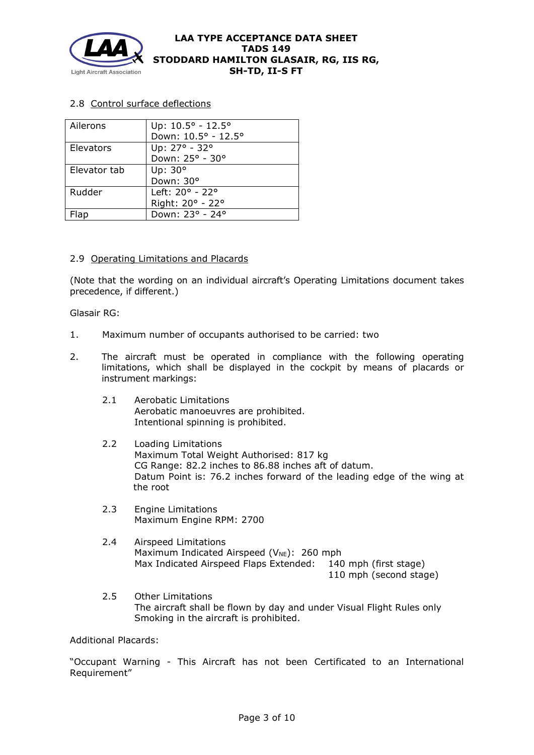2.8 Control surface deflections

| | |
|---|---|
| Ailerons | Up: 10.5° - 12.5°<br>Down: 10.5° - 12.5° |
| Elevators | Up: 27° - 32°<br>Down: 25° - 30° |
| Elevator tab | Up: 30°<br>Down: 30° |
| Rudder | Left: 20° - 22°<br>Right: 20° - 22° |
| Flap | Down: 23° - 24° |

2.9 Operating Limitations and Placards

(Note that the wording on an individual aircraft's Operating Limitations document takes precedence, if different.)

Glasair RG:

1. Maximum number of occupants authorised to be carried: two

2. The aircraft must be operated in compliance with the following operating limitations, which shall be displayed in the cockpit by means of placards or instrument markings:

   2.1 Aerobatic Limitations
   Aerobatic manoeuvres are prohibited.
   Intentional spinning is prohibited.

   2.2 Loading Limitations
   Maximum Total Weight Authorised: 817 kg
   CG Range: 82.2 inches to 86.88 inches aft of datum.
   Datum Point is: 76.2 inches forward of the leading edge of the wing at the root

   2.3 Engine Limitations
   Maximum Engine RPM: 2700

   2.4 Airspeed Limitations
   Maximum Indicated Airspeed ($V_{NE}$): 260 mph
   Max Indicated Airspeed Flaps Extended: 140 mph (first stage)
   110 mph (second stage)

   2.5 Other Limitations
   The aircraft shall be flown by day and under Visual Flight Rules only
   Smoking in the aircraft is prohibited.

Additional Placards:

"Occupant Warning - This Aircraft has not been Certificated to an International Requirement"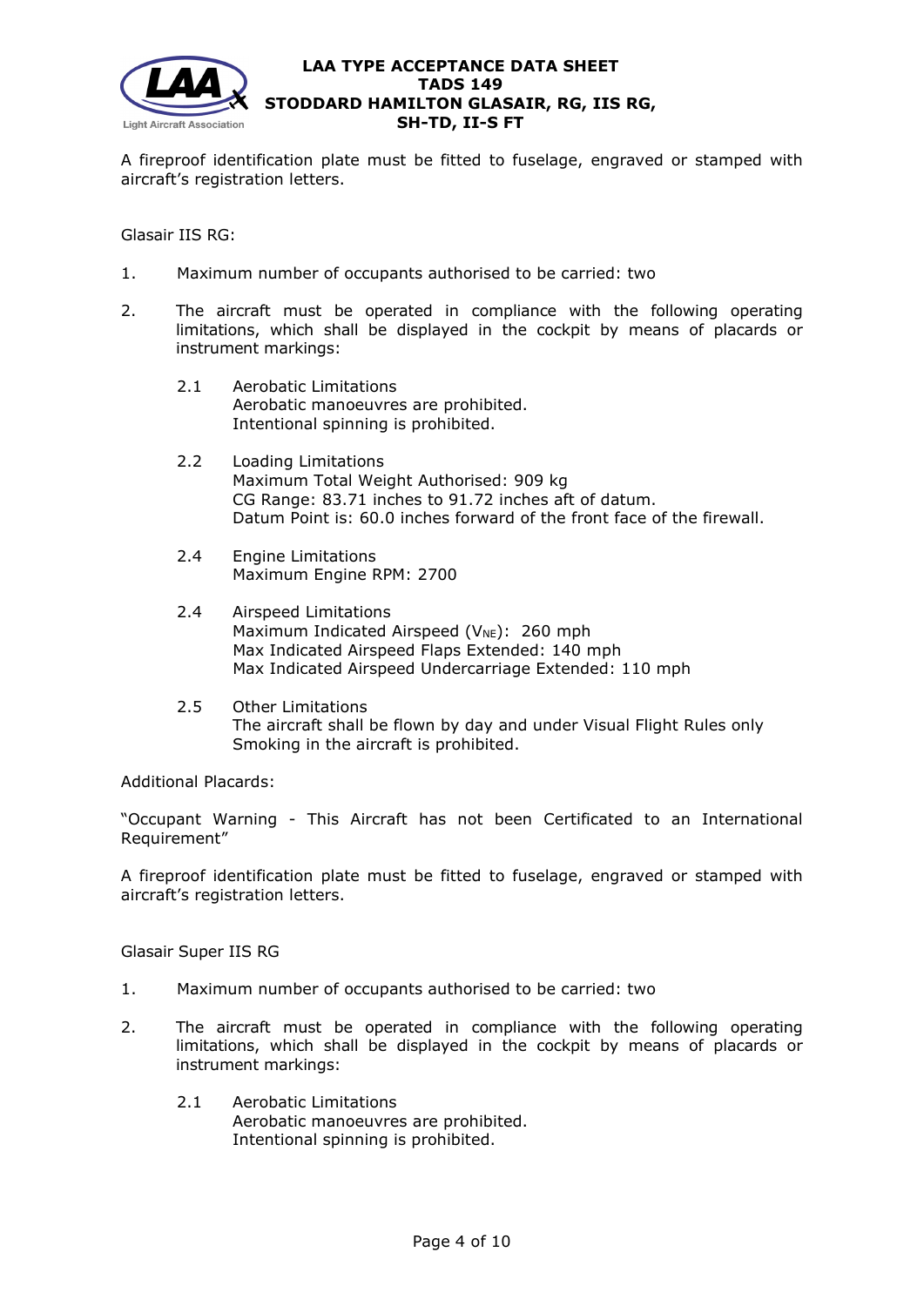A fireproof identification plate must be fitted to fuselage, engraved or stamped with aircraft's registration letters.

Glasair IIS RG:

1. Maximum number of occupants authorised to be carried: two

2. The aircraft must be operated in compliance with the following operating limitations, which shall be displayed in the cockpit by means of placards or instrument markings:

   2.1 Aerobatic Limitations
   Aerobatic manoeuvres are prohibited.
   Intentional spinning is prohibited.

   2.2 Loading Limitations
   Maximum Total Weight Authorised: 909 kg
   CG Range: 83.71 inches to 91.72 inches aft of datum.
   Datum Point is: 60.0 inches forward of the front face of the firewall.

   2.4 Engine Limitations
   Maximum Engine RPM: 2700

   2.4 Airspeed Limitations
   Maximum Indicated Airspeed ($V_{NE}$): 260 mph
   Max Indicated Airspeed Flaps Extended: 140 mph
   Max Indicated Airspeed Undercarriage Extended: 110 mph

   2.5 Other Limitations
   The aircraft shall be flown by day and under Visual Flight Rules only
   Smoking in the aircraft is prohibited.

Additional Placards:

"Occupant Warning - This Aircraft has not been Certificated to an International Requirement"

A fireproof identification plate must be fitted to fuselage, engraved or stamped with aircraft's registration letters.

Glasair Super IIS RG

1. Maximum number of occupants authorised to be carried: two

2. The aircraft must be operated in compliance with the following operating limitations, which shall be displayed in the cockpit by means of placards or instrument markings:

   2.1 Aerobatic Limitations
   Aerobatic manoeuvres are prohibited.
   Intentional spinning is prohibited.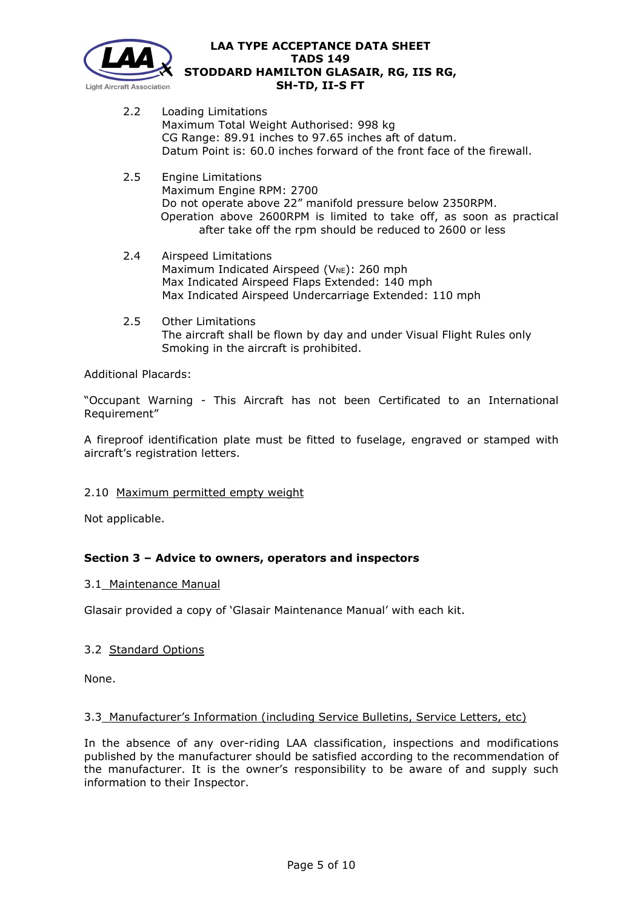2.2 Loading Limitations
Maximum Total Weight Authorised: 998 kg
CG Range: 89.91 inches to 97.65 inches aft of datum.
Datum Point is: 60.0 inches forward of the front face of the firewall.

2.5 Engine Limitations
Maximum Engine RPM: 2700
Do not operate above 22" manifold pressure below 2350RPM.
Operation above 2600RPM is limited to take off, as soon as practical after take off the rpm should be reduced to 2600 or less

2.4 Airspeed Limitations
Maximum Indicated Airspeed ($V_{NE}$): 260 mph
Max Indicated Airspeed Flaps Extended: 140 mph
Max Indicated Airspeed Undercarriage Extended: 110 mph

2.5 Other Limitations
The aircraft shall be flown by day and under Visual Flight Rules only
Smoking in the aircraft is prohibited.

Additional Placards:

"Occupant Warning - This Aircraft has not been Certificated to an International Requirement"

A fireproof identification plate must be fitted to fuselage, engraved or stamped with aircraft's registration letters.

2.10 Maximum permitted empty weight

Not applicable.

## Section 3 – Advice to owners, operators and inspectors

3.1 Maintenance Manual

Glasair provided a copy of 'Glasair Maintenance Manual' with each kit.

3.2 Standard Options

None.

3.3 Manufacturer's Information (including Service Bulletins, Service Letters, etc)

In the absence of any over-riding LAA classification, inspections and modifications published by the manufacturer should be satisfied according to the recommendation of the manufacturer. It is the owner's responsibility to be aware of and supply such information to their Inspector.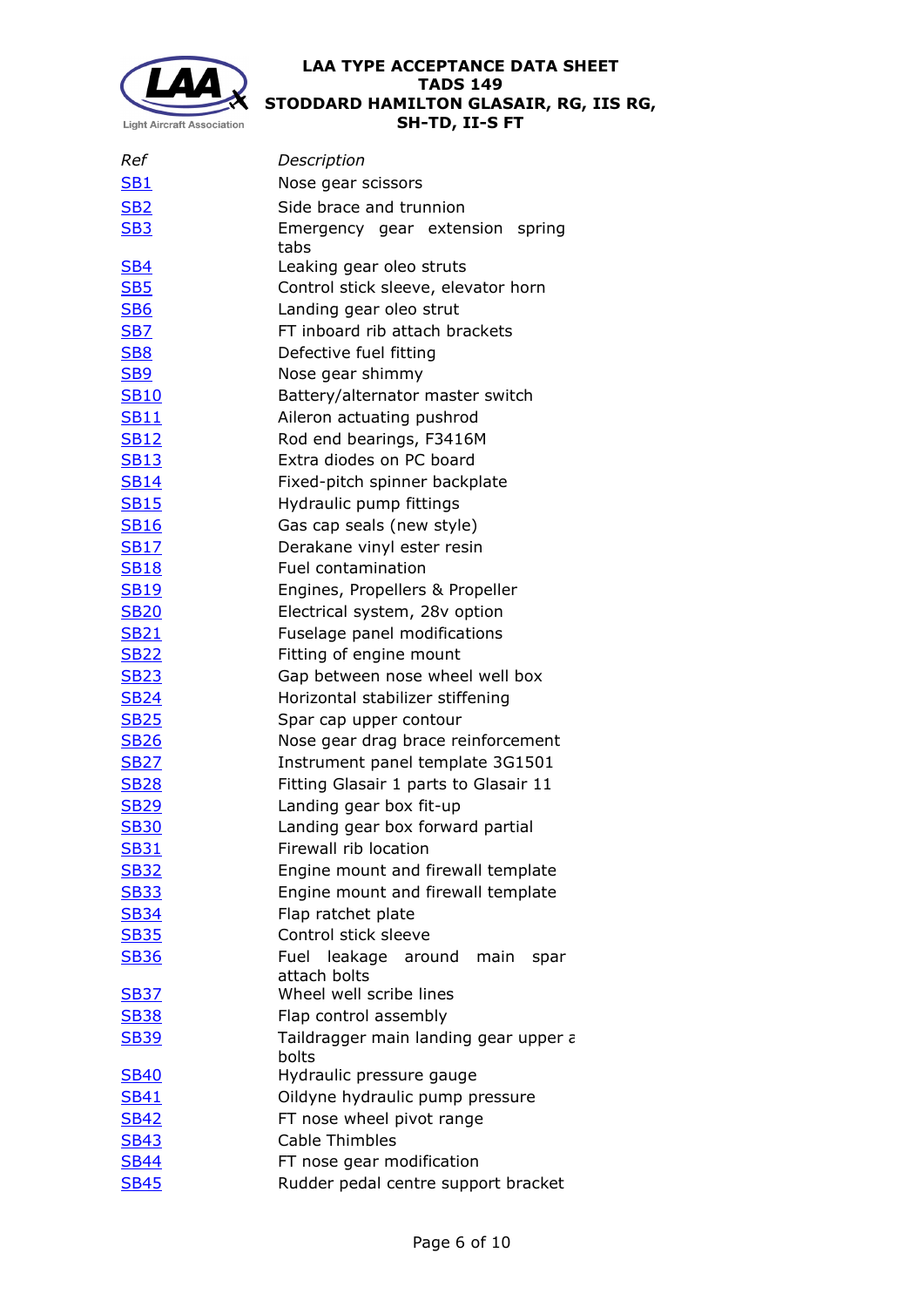| Ref | Description |
|---|---|
| SB1 | Nose gear scissors |
| SB2 | Side brace and trunnion |
| SB3 | Emergency gear extension spring tabs |
| SB4 | Leaking gear oleo struts |
| SB5 | Control stick sleeve, elevator horn |
| SB6 | Landing gear oleo strut |
| SB7 | FT inboard rib attach brackets |
| SB8 | Defective fuel fitting |
| SB9 | Nose gear shimmy |
| SB10 | Battery/alternator master switch |
| SB11 | Aileron actuating pushrod |
| SB12 | Rod end bearings, F3416M |
| SB13 | Extra diodes on PC board |
| SB14 | Fixed-pitch spinner backplate |
| SB15 | Hydraulic pump fittings |
| SB16 | Gas cap seals (new style) |
| SB17 | Derakane vinyl ester resin |
| SB18 | Fuel contamination |
| SB19 | Engines, Propellers & Propeller |
| SB20 | Electrical system, 28v option |
| SB21 | Fuselage panel modifications |
| SB22 | Fitting of engine mount |
| SB23 | Gap between nose wheel well box |
| SB24 | Horizontal stabilizer stiffening |
| SB25 | Spar cap upper contour |
| SB26 | Nose gear drag brace reinforcement |
| SB27 | Instrument panel template 3G1501 |
| SB28 | Fitting Glasair 1 parts to Glasair 11 |
| SB29 | Landing gear box fit-up |
| SB30 | Landing gear box forward partial |
| SB31 | Firewall rib location |
| SB32 | Engine mount and firewall template |
| SB33 | Engine mount and firewall template |
| SB34 | Flap ratchet plate |
| SB35 | Control stick sleeve |
| SB36 | Fuel leakage around main spar attach bolts |
| SB37 | Wheel well scribe lines |
| SB38 | Flap control assembly |
| SB39 | Taildragger main landing gear upper a bolts |
| SB40 | Hydraulic pressure gauge |
| SB41 | Oildyne hydraulic pump pressure |
| SB42 | FT nose wheel pivot range |
| SB43 | Cable Thimbles |
| SB44 | FT nose gear modification |
| SB45 | Rudder pedal centre support bracket |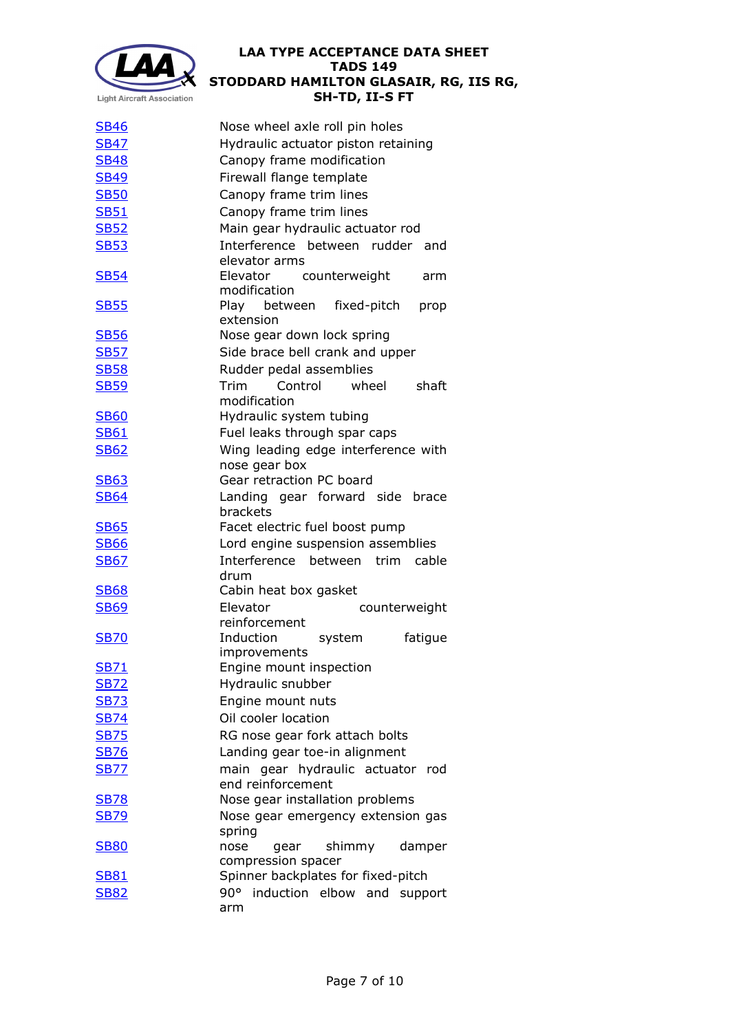| | |
|---|---|
| SB46 | Nose wheel axle roll pin holes |
| SB47 | Hydraulic actuator piston retaining |
| SB48 | Canopy frame modification |
| SB49 | Firewall flange template |
| SB50 | Canopy frame trim lines |
| SB51 | Canopy frame trim lines |
| SB52 | Main gear hydraulic actuator rod |
| SB53 | Interference between rudder and elevator arms |
| SB54 | Elevator counterweight arm modification |
| SB55 | Play between fixed-pitch prop extension |
| SB56 | Nose gear down lock spring |
| SB57 | Side brace bell crank and upper |
| SB58 | Rudder pedal assemblies |
| SB59 | Trim Control wheel shaft modification |
| SB60 | Hydraulic system tubing |
| SB61 | Fuel leaks through spar caps |
| SB62 | Wing leading edge interference with nose gear box |
| SB63 | Gear retraction PC board |
| SB64 | Landing gear forward side brace brackets |
| SB65 | Facet electric fuel boost pump |
| SB66 | Lord engine suspension assemblies |
| SB67 | Interference between trim cable drum |
| SB68 | Cabin heat box gasket |
| SB69 | Elevator counterweight reinforcement |
| SB70 | Induction system fatigue improvements |
| SB71 | Engine mount inspection |
| SB72 | Hydraulic snubber |
| SB73 | Engine mount nuts |
| SB74 | Oil cooler location |
| SB75 | RG nose gear fork attach bolts |
| SB76 | Landing gear toe-in alignment |
| SB77 | main gear hydraulic actuator rod end reinforcement |
| SB78 | Nose gear installation problems |
| SB79 | Nose gear emergency extension gas spring |
| SB80 | nose gear shimmy damper compression spacer |
| SB81 | Spinner backplates for fixed-pitch |
| SB82 | 90° induction elbow and support arm |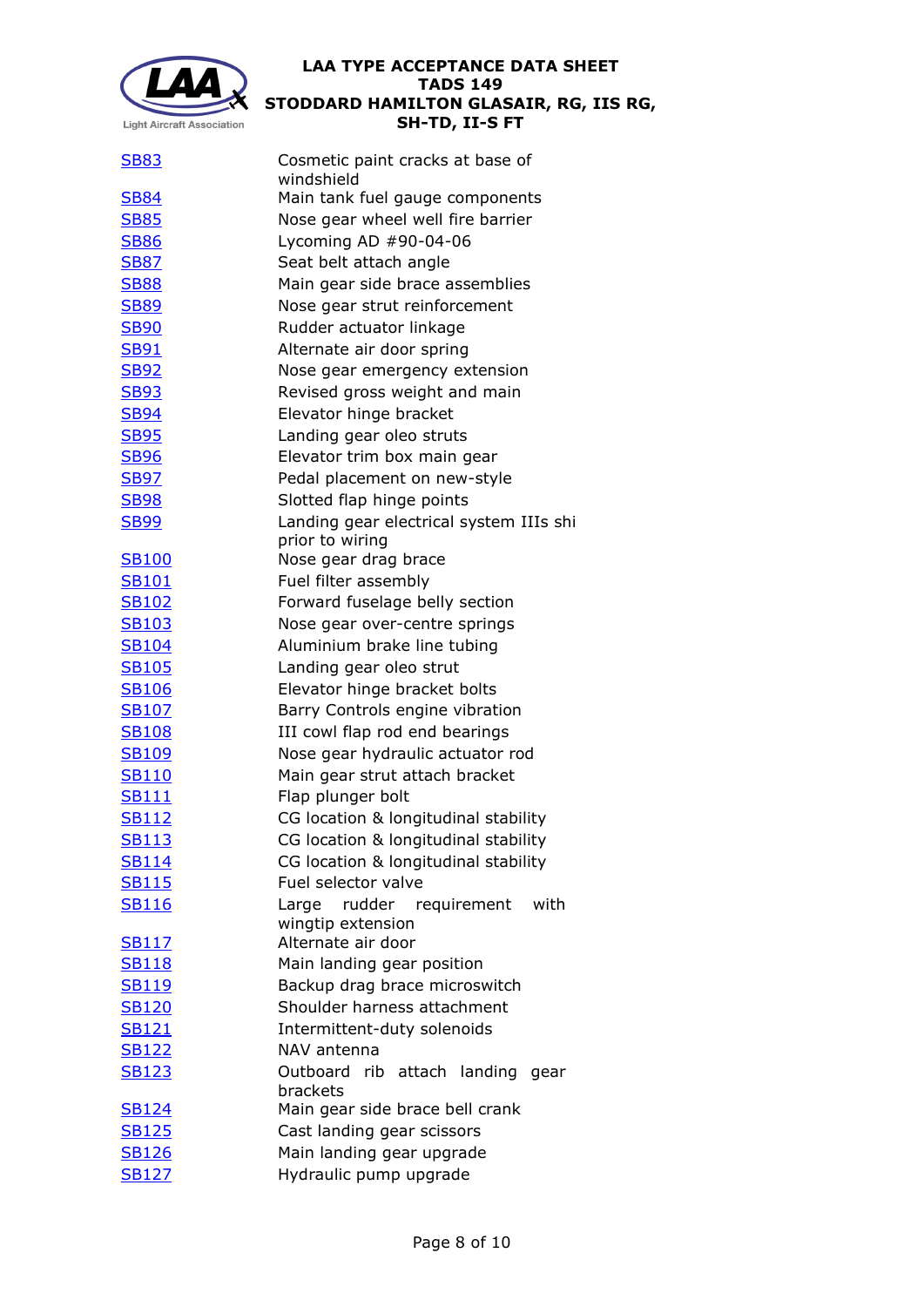| | |
|---|---|
| SB83 | Cosmetic paint cracks at base of windshield |
| SB84 | Main tank fuel gauge components |
| SB85 | Nose gear wheel well fire barrier |
| SB86 | Lycoming AD #90-04-06 |
| SB87 | Seat belt attach angle |
| SB88 | Main gear side brace assemblies |
| SB89 | Nose gear strut reinforcement |
| SB90 | Rudder actuator linkage |
| SB91 | Alternate air door spring |
| SB92 | Nose gear emergency extension |
| SB93 | Revised gross weight and main |
| SB94 | Elevator hinge bracket |
| SB95 | Landing gear oleo struts |
| SB96 | Elevator trim box main gear |
| SB97 | Pedal placement on new-style |
| SB98 | Slotted flap hinge points |
| SB99 | Landing gear electrical system IIIs shi prior to wiring |
| SB100 | Nose gear drag brace |
| SB101 | Fuel filter assembly |
| SB102 | Forward fuselage belly section |
| SB103 | Nose gear over-centre springs |
| SB104 | Aluminium brake line tubing |
| SB105 | Landing gear oleo strut |
| SB106 | Elevator hinge bracket bolts |
| SB107 | Barry Controls engine vibration |
| SB108 | III cowl flap rod end bearings |
| SB109 | Nose gear hydraulic actuator rod |
| SB110 | Main gear strut attach bracket |
| SB111 | Flap plunger bolt |
| SB112 | CG location & longitudinal stability |
| SB113 | CG location & longitudinal stability |
| SB114 | CG location & longitudinal stability |
| SB115 | Fuel selector valve |
| SB116 | Large rudder requirement with wingtip extension |
| SB117 | Alternate air door |
| SB118 | Main landing gear position |
| SB119 | Backup drag brace microswitch |
| SB120 | Shoulder harness attachment |
| SB121 | Intermittent-duty solenoids |
| SB122 | NAV antenna |
| SB123 | Outboard rib attach landing gear brackets |
| SB124 | Main gear side brace bell crank |
| SB125 | Cast landing gear scissors |
| SB126 | Main landing gear upgrade |
| SB127 | Hydraulic pump upgrade |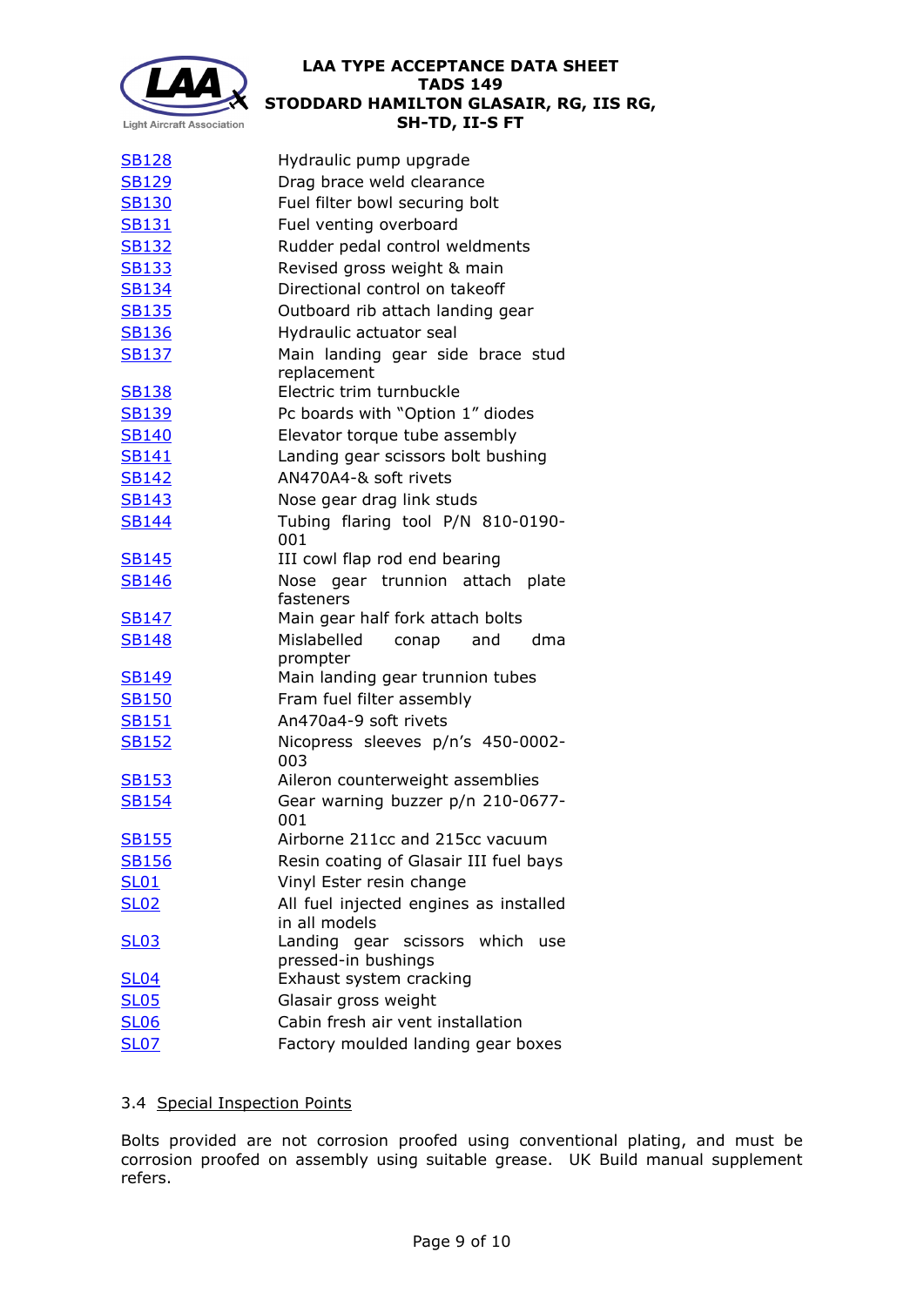| | |
|---|---|
| SB128 | Hydraulic pump upgrade |
| SB129 | Drag brace weld clearance |
| SB130 | Fuel filter bowl securing bolt |
| SB131 | Fuel venting overboard |
| SB132 | Rudder pedal control weldments |
| SB133 | Revised gross weight & main |
| SB134 | Directional control on takeoff |
| SB135 | Outboard rib attach landing gear |
| SB136 | Hydraulic actuator seal |
| SB137 | Main landing gear side brace stud replacement |
| SB138 | Electric trim turnbuckle |
| SB139 | Pc boards with "Option 1" diodes |
| SB140 | Elevator torque tube assembly |
| SB141 | Landing gear scissors bolt bushing |
| SB142 | AN470A4-& soft rivets |
| SB143 | Nose gear drag link studs |
| SB144 | Tubing flaring tool P/N 810-0190-001 |
| SB145 | III cowl flap rod end bearing |
| SB146 | Nose gear trunnion attach plate fasteners |
| SB147 | Main gear half fork attach bolts |
| SB148 | Mislabelled conap and dma prompter |
| SB149 | Main landing gear trunnion tubes |
| SB150 | Fram fuel filter assembly |
| SB151 | An470a4-9 soft rivets |
| SB152 | Nicopress sleeves p/n's 450-0002-003 |
| SB153 | Aileron counterweight assemblies |
| SB154 | Gear warning buzzer p/n 210-0677-001 |
| SB155 | Airborne 211cc and 215cc vacuum |
| SB156 | Resin coating of Glasair III fuel bays |
| SL01 | Vinyl Ester resin change |
| SL02 | All fuel injected engines as installed in all models |
| SL03 | Landing gear scissors which use pressed-in bushings |
| SL04 | Exhaust system cracking |
| SL05 | Glasair gross weight |
| SL06 | Cabin fresh air vent installation |
| SL07 | Factory moulded landing gear boxes |

### 3.4 Special Inspection Points

Bolts provided are not corrosion proofed using conventional plating, and must be corrosion proofed on assembly using suitable grease. UK Build manual supplement refers.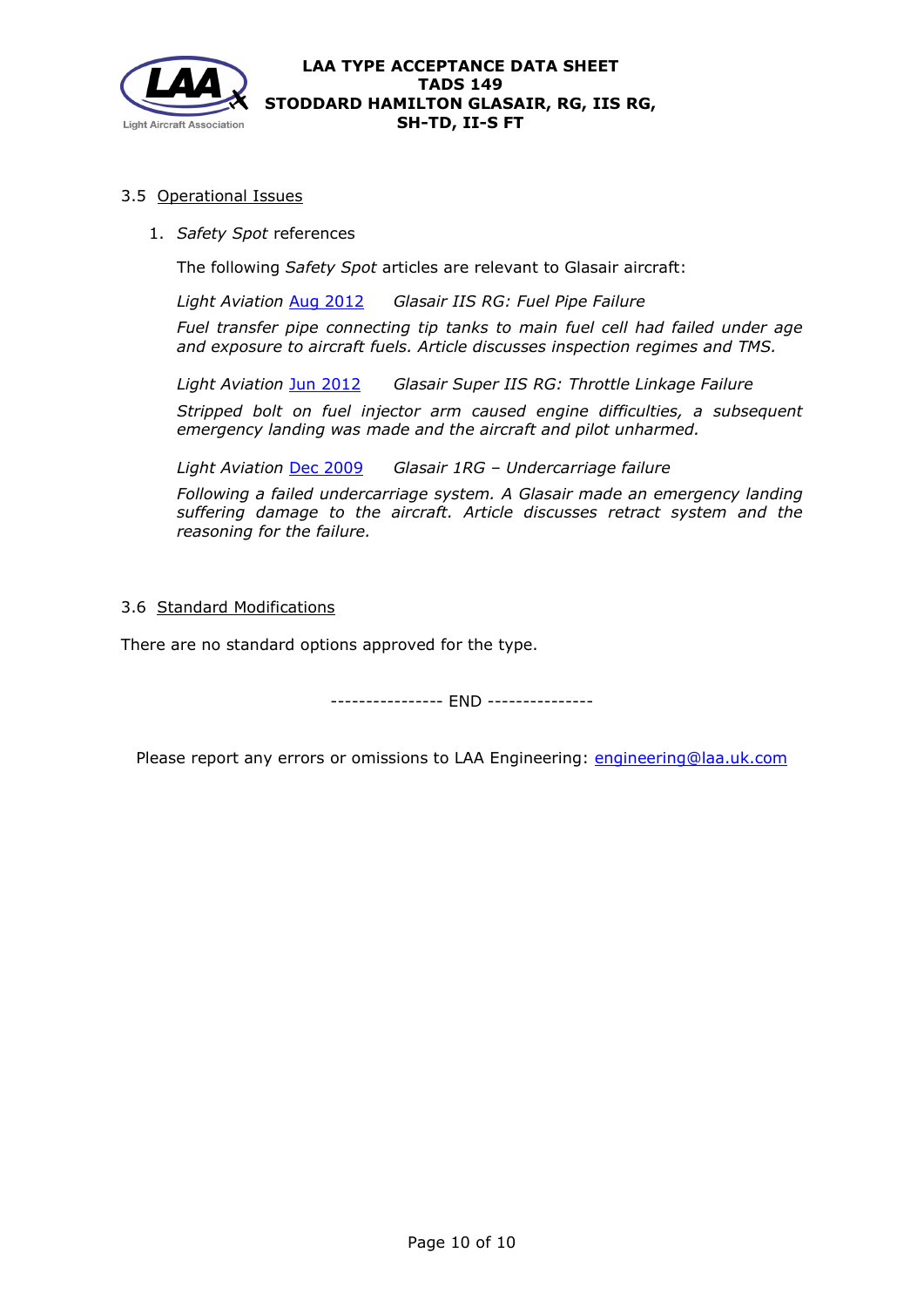### 3.5 Operational Issues

1. *Safety Spot* references

   The following *Safety Spot* articles are relevant to Glasair aircraft:

   *Light Aviation* Aug 2012 *Glasair IIS RG: Fuel Pipe Failure*

   *Fuel transfer pipe connecting tip tanks to main fuel cell had failed under age and exposure to aircraft fuels. Article discusses inspection regimes and TMS.*

   *Light Aviation* Jun 2012 *Glasair Super IIS RG: Throttle Linkage Failure*

   *Stripped bolt on fuel injector arm caused engine difficulties, a subsequent emergency landing was made and the aircraft and pilot unharmed.*

   *Light Aviation* Dec 2009 *Glasair 1RG – Undercarriage failure*

   *Following a failed undercarriage system. A Glasair made an emergency landing suffering damage to the aircraft. Article discusses retract system and the reasoning for the failure.*

### 3.6 Standard Modifications

There are no standard options approved for the type.

---------------- END ---------------

Please report any errors or omissions to LAA Engineering: engineering@laa.uk.com